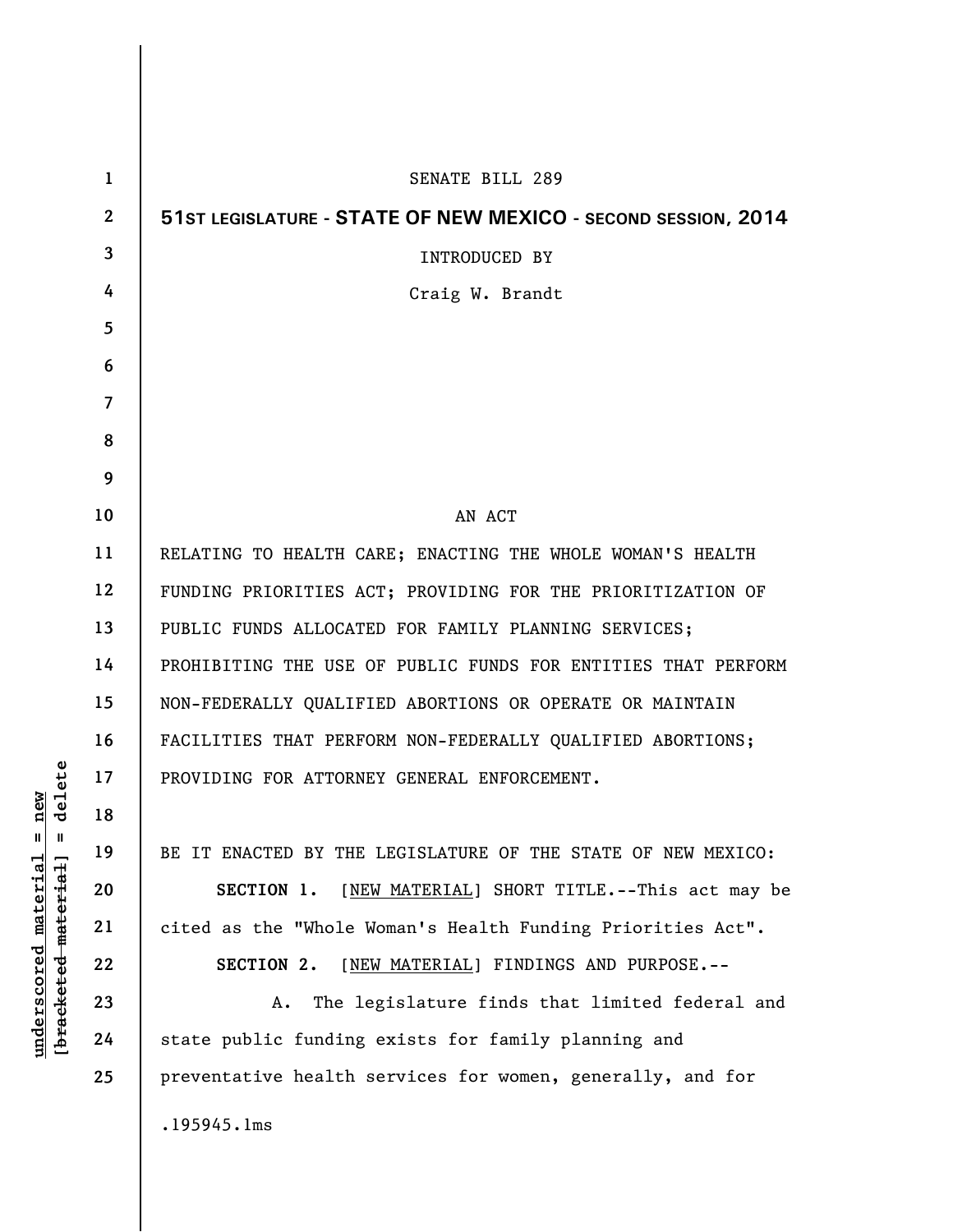SENATE BILL 289

**51ST LEGISLATURE - STATE OF NEW MEXICO - SECOND SESSION, 2014**

INTRODUCED BY

Craig W. Brandt

AN ACT

RELATING TO HEALTH CARE; ENACTING THE WHOLE WOMAN'S HEALTH FUNDING PRIORITIES ACT; PROVIDING FOR THE PRIORITIZATION OF PUBLIC FUNDS ALLOCATED FOR FAMILY PLANNING SERVICES; PROHIBITING THE USE OF PUBLIC FUNDS FOR ENTITIES THAT PERFORM NON-FEDERALLY QUALIFIED ABORTIONS OR OPERATE OR MAINTAIN FACILITIES THAT PERFORM NON-FEDERALLY QUALIFIED ABORTIONS; PROVIDING FOR ATTORNEY GENERAL ENFORCEMENT.

BE IT ENACTED BY THE LEGISLATURE OF THE STATE OF NEW MEXICO:

**SECTION 1.** [NEW MATERIAL] SHORT TITLE.--This act may be cited as the "Whole Woman's Health Funding Priorities Act".

**SECTION 2.** [NEW MATERIAL] FINDINGS AND PURPOSE.--

A. The legislature finds that limited federal and state public funding exists for family planning and preventative health services for women, generally, and for

.195945.1ms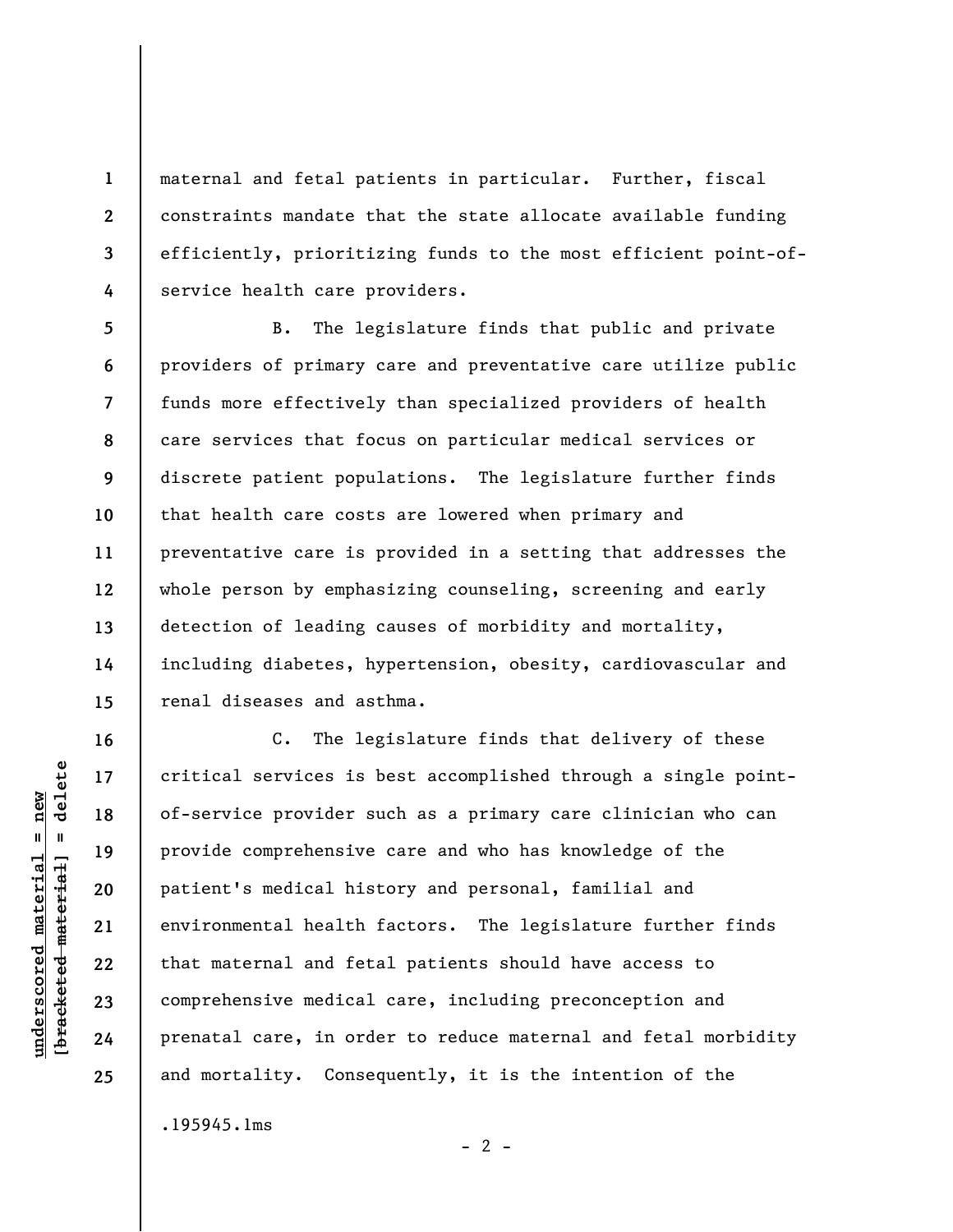maternal and fetal patients in particular. Further, fiscal constraints mandate that the state allocate available funding efficiently, prioritizing funds to the most efficient point-of-service health care providers.

B. The legislature finds that public and private providers of primary care and preventative care utilize public funds more effectively than specialized providers of health care services that focus on particular medical services or discrete patient populations. The legislature further finds that health care costs are lowered when primary and preventative care is provided in a setting that addresses the whole person by emphasizing counseling, screening and early detection of leading causes of morbidity and mortality, including diabetes, hypertension, obesity, cardiovascular and renal diseases and asthma.

C. The legislature finds that delivery of these critical services is best accomplished through a single point-of-service provider such as a primary care clinician who can provide comprehensive care and who has knowledge of the patient's medical history and personal, familial and environmental health factors. The legislature further finds that maternal and fetal patients should have access to comprehensive medical care, including preconception and prenatal care, in order to reduce maternal and fetal morbidity and mortality. Consequently, it is the intention of the

.195945.1ms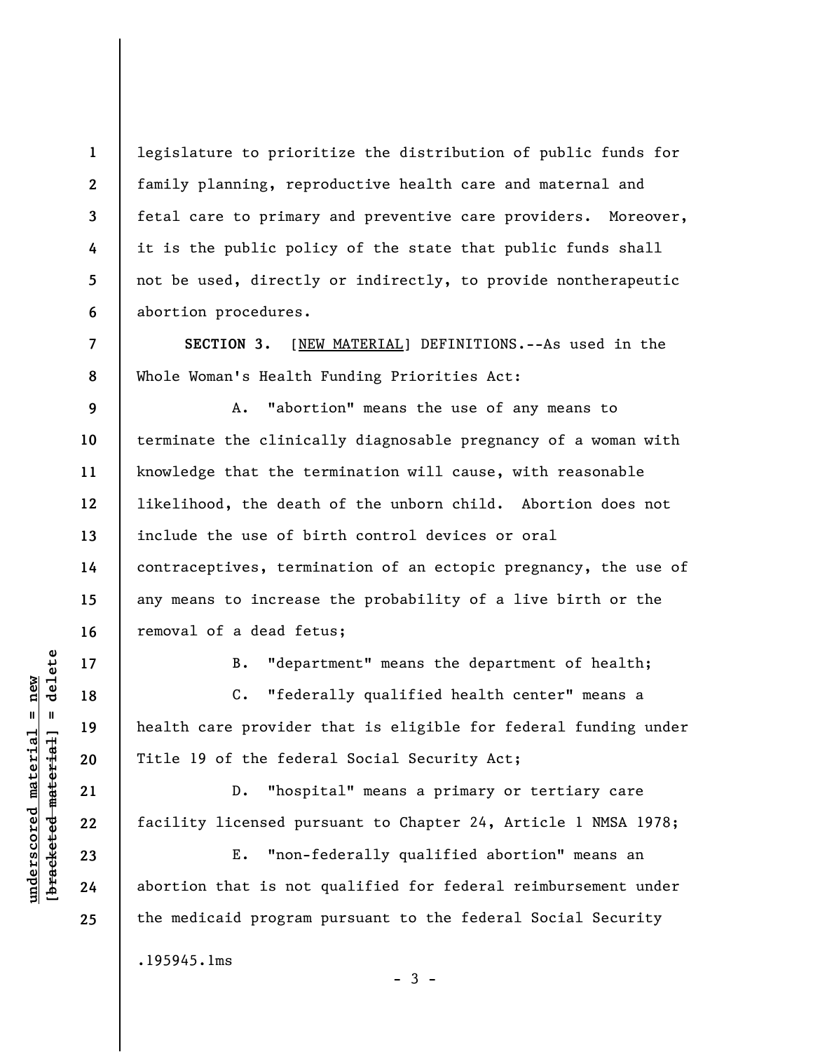legislature to prioritize the distribution of public funds for family planning, reproductive health care and maternal and fetal care to primary and preventive care providers. Moreover, it is the public policy of the state that public funds shall not be used, directly or indirectly, to provide nontherapeutic abortion procedures.

**SECTION 3.** [NEW MATERIAL] DEFINITIONS.--As used in the Whole Woman's Health Funding Priorities Act:

A. "abortion" means the use of any means to terminate the clinically diagnosable pregnancy of a woman with knowledge that the termination will cause, with reasonable likelihood, the death of the unborn child. Abortion does not include the use of birth control devices or oral contraceptives, termination of an ectopic pregnancy, the use of any means to increase the probability of a live birth or the removal of a dead fetus;

B. "department" means the department of health;

C. "federally qualified health center" means a health care provider that is eligible for federal funding under Title 19 of the federal Social Security Act;

D. "hospital" means a primary or tertiary care facility licensed pursuant to Chapter 24, Article 1 NMSA 1978;

E. "non-federally qualified abortion" means an abortion that is not qualified for federal reimbursement under the medicaid program pursuant to the federal Social Security

.195945.1ms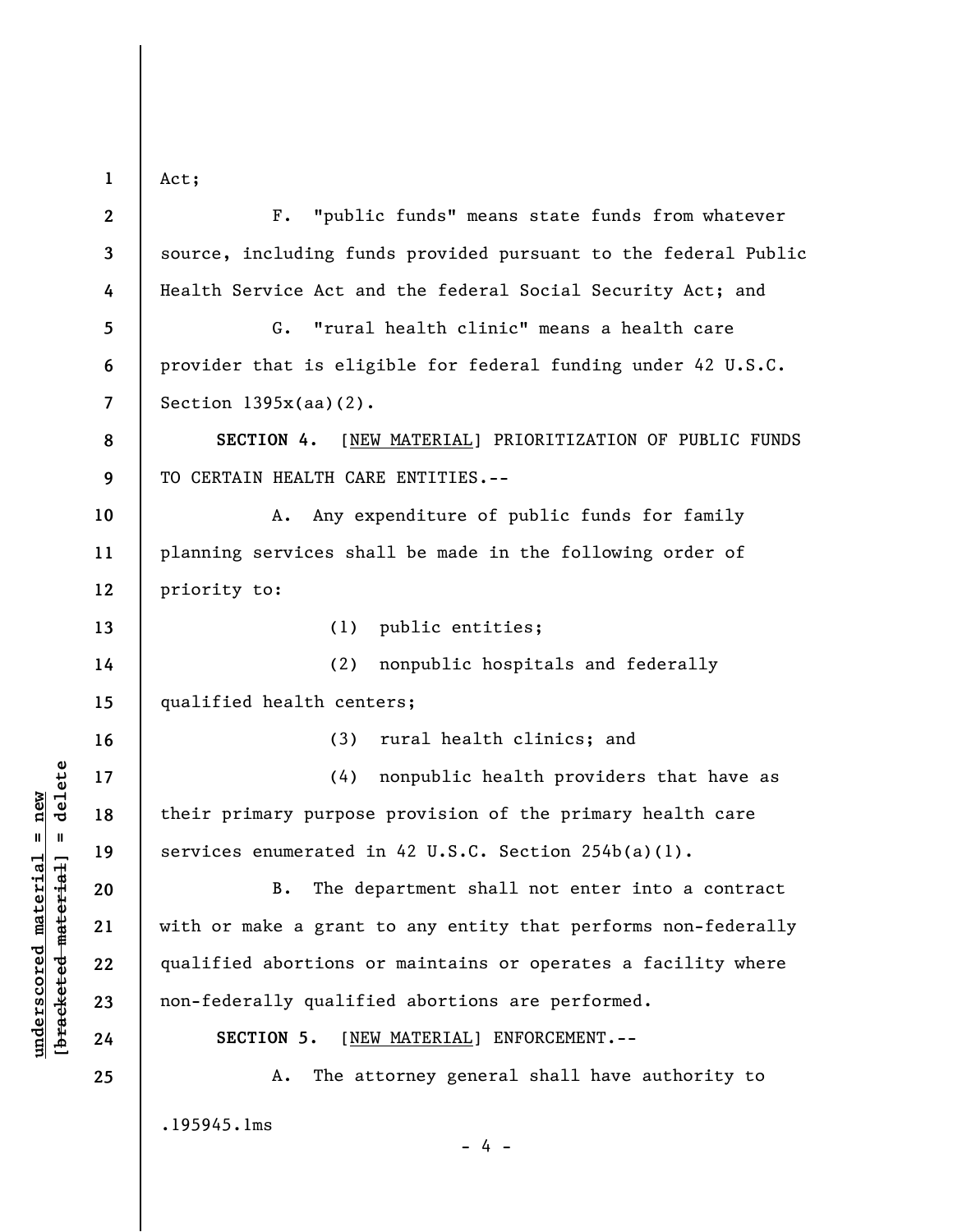Act;

F. "public funds" means state funds from whatever source, including funds provided pursuant to the federal Public Health Service Act and the federal Social Security Act; and

G. "rural health clinic" means a health care provider that is eligible for federal funding under 42 U.S.C. Section 1395x(aa)(2).

**SECTION 4.** [NEW MATERIAL] PRIORITIZATION OF PUBLIC FUNDS TO CERTAIN HEALTH CARE ENTITIES.--

A. Any expenditure of public funds for family planning services shall be made in the following order of priority to:

(1) public entities;

(2) nonpublic hospitals and federally qualified health centers;

(3) rural health clinics; and

(4) nonpublic health providers that have as their primary purpose provision of the primary health care services enumerated in 42 U.S.C. Section 254b(a)(1).

B. The department shall not enter into a contract with or make a grant to any entity that performs non-federally qualified abortions or maintains or operates a facility where non-federally qualified abortions are performed.

**SECTION 5.** [NEW MATERIAL] ENFORCEMENT.--

A. The attorney general shall have authority to

.195945.1ms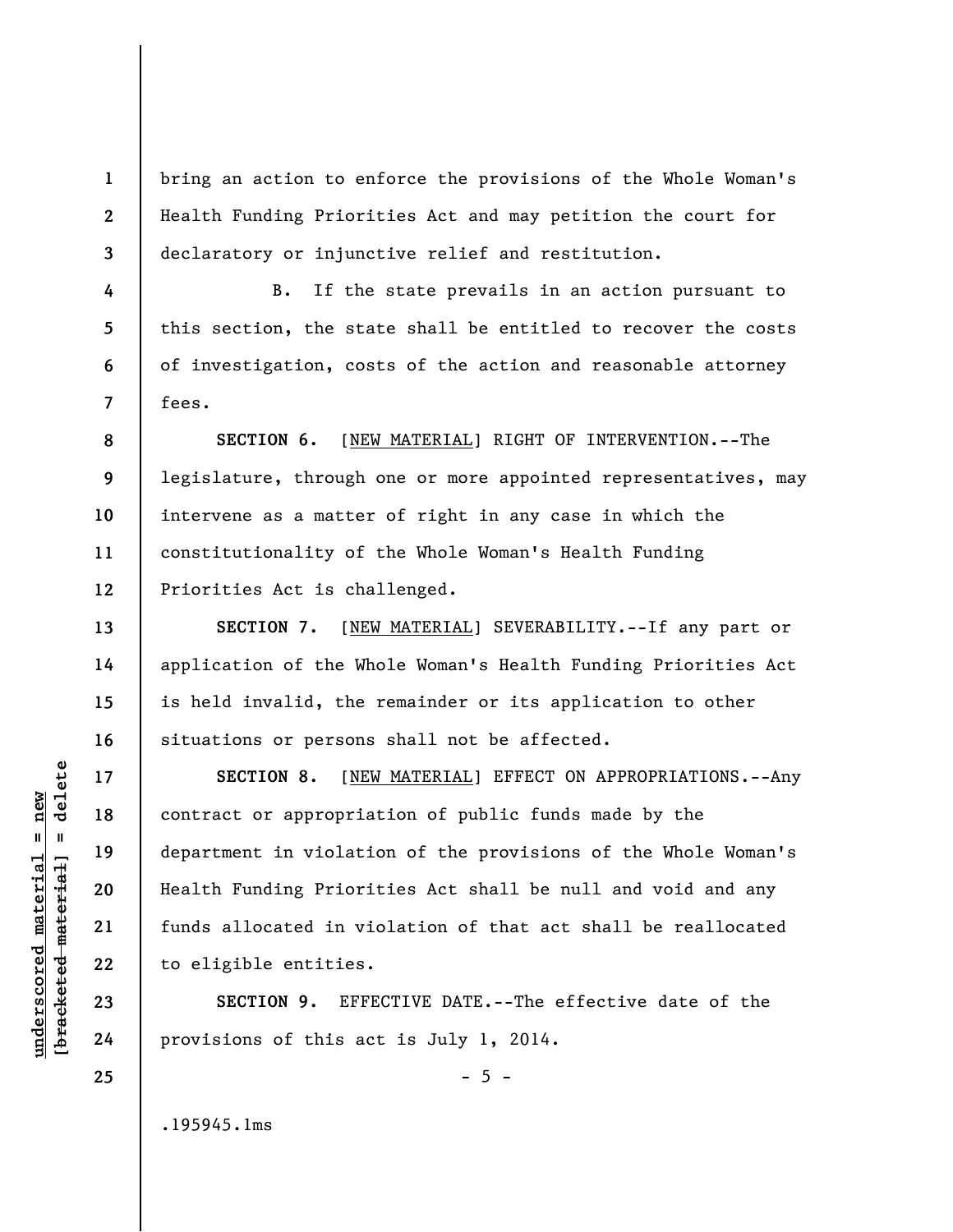bring an action to enforce the provisions of the Whole Woman's Health Funding Priorities Act and may petition the court for declaratory or injunctive relief and restitution.

B. If the state prevails in an action pursuant to this section, the state shall be entitled to recover the costs of investigation, costs of the action and reasonable attorney fees.

**SECTION 6.** [NEW MATERIAL] RIGHT OF INTERVENTION.--The legislature, through one or more appointed representatives, may intervene as a matter of right in any case in which the constitutionality of the Whole Woman's Health Funding Priorities Act is challenged.

**SECTION 7.** [NEW MATERIAL] SEVERABILITY.--If any part or application of the Whole Woman's Health Funding Priorities Act is held invalid, the remainder or its application to other situations or persons shall not be affected.

**SECTION 8.** [NEW MATERIAL] EFFECT ON APPROPRIATIONS.--Any contract or appropriation of public funds made by the department in violation of the provisions of the Whole Woman's Health Funding Priorities Act shall be null and void and any funds allocated in violation of that act shall be reallocated to eligible entities.

**SECTION 9.** EFFECTIVE DATE.--The effective date of the provisions of this act is July 1, 2014.

.195945.1ms